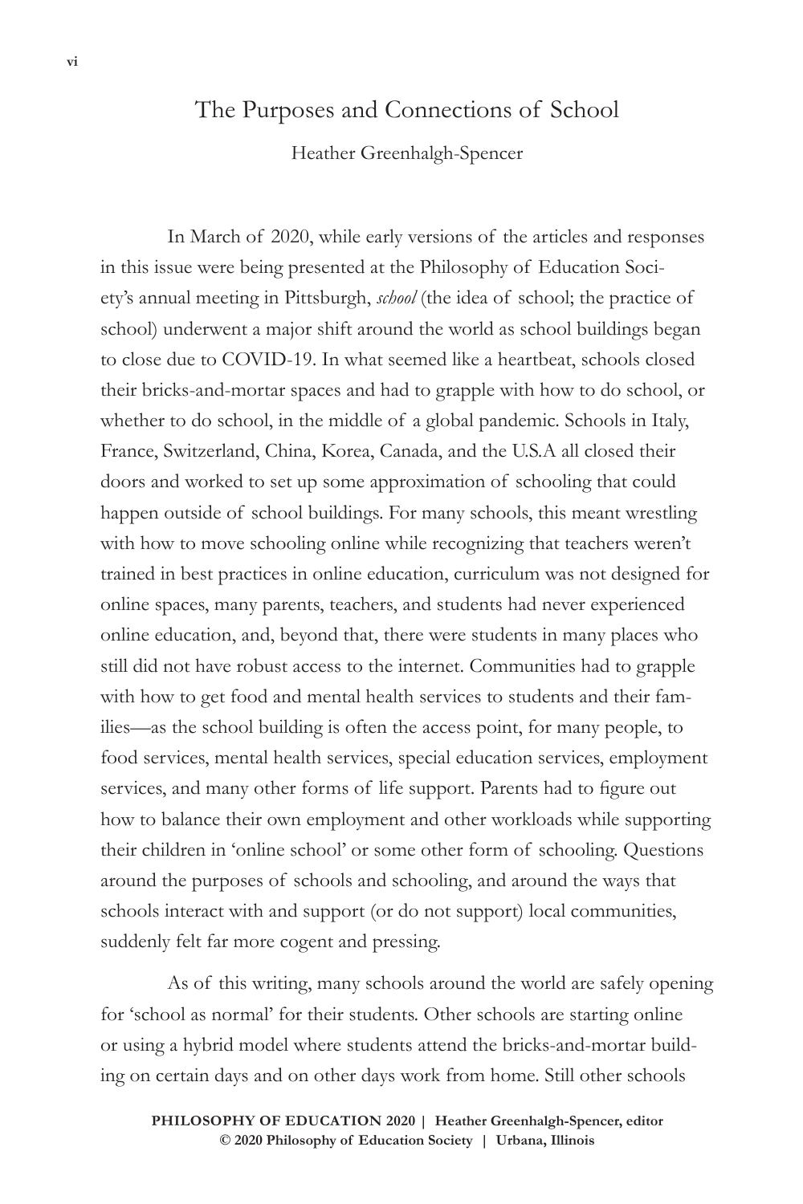# The Purposes and Connections of School

Heather Greenhalgh-Spencer

In March of 2020, while early versions of the articles and responses in this issue were being presented at the Philosophy of Education Society's annual meeting in Pittsburgh, *school* (the idea of school; the practice of school) underwent a major shift around the world as school buildings began to close due to COVID-19. In what seemed like a heartbeat, schools closed their bricks-and-mortar spaces and had to grapple with how to do school, or whether to do school, in the middle of a global pandemic. Schools in Italy, France, Switzerland, China, Korea, Canada, and the U.S.A all closed their doors and worked to set up some approximation of schooling that could happen outside of school buildings. For many schools, this meant wrestling with how to move schooling online while recognizing that teachers weren't trained in best practices in online education, curriculum was not designed for online spaces, many parents, teachers, and students had never experienced online education, and, beyond that, there were students in many places who still did not have robust access to the internet. Communities had to grapple with how to get food and mental health services to students and their families—as the school building is often the access point, for many people, to food services, mental health services, special education services, employment services, and many other forms of life support. Parents had to figure out how to balance their own employment and other workloads while supporting their children in 'online school' or some other form of schooling. Questions around the purposes of schools and schooling, and around the ways that schools interact with and support (or do not support) local communities, suddenly felt far more cogent and pressing.

As of this writing, many schools around the world are safely opening for 'school as normal' for their students. Other schools are starting online or using a hybrid model where students attend the bricks-and-mortar building on certain days and on other days work from home. Still other schools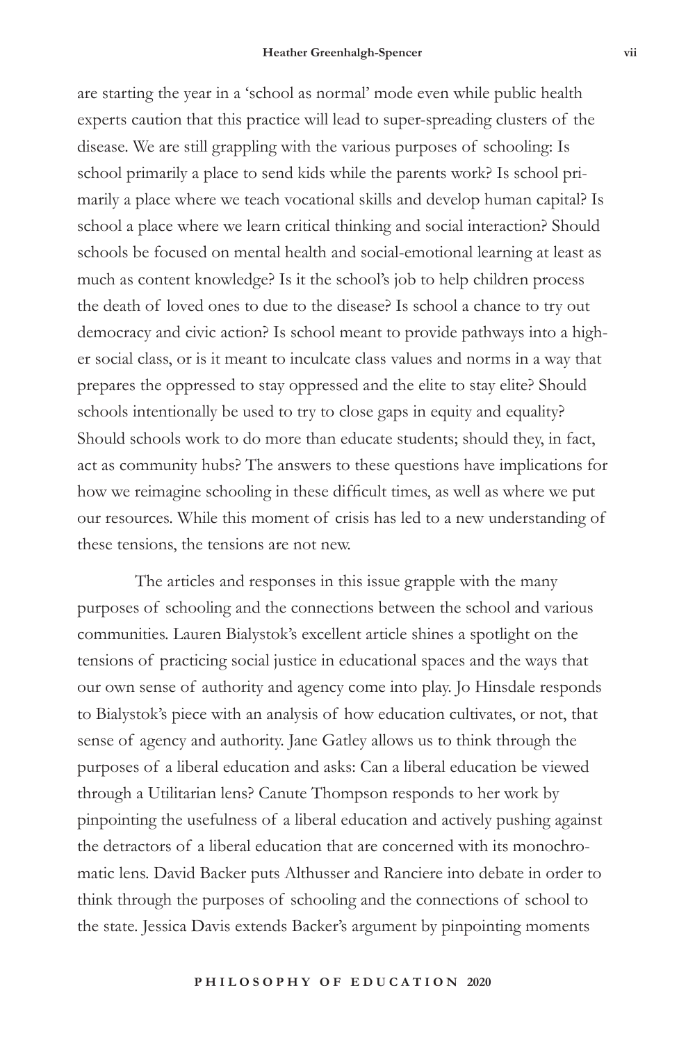are starting the year in a 'school as normal' mode even while public health experts caution that this practice will lead to super-spreading clusters of the disease. We are still grappling with the various purposes of schooling: Is school primarily a place to send kids while the parents work? Is school primarily a place where we teach vocational skills and develop human capital? Is school a place where we learn critical thinking and social interaction? Should schools be focused on mental health and social-emotional learning at least as much as content knowledge? Is it the school's job to help children process the death of loved ones to due to the disease? Is school a chance to try out democracy and civic action? Is school meant to provide pathways into a higher social class, or is it meant to inculcate class values and norms in a way that prepares the oppressed to stay oppressed and the elite to stay elite? Should schools intentionally be used to try to close gaps in equity and equality? Should schools work to do more than educate students; should they, in fact, act as community hubs? The answers to these questions have implications for how we reimagine schooling in these difficult times, as well as where we put our resources. While this moment of crisis has led to a new understanding of these tensions, the tensions are not new.

The articles and responses in this issue grapple with the many purposes of schooling and the connections between the school and various communities. Lauren Bialystok's excellent article shines a spotlight on the tensions of practicing social justice in educational spaces and the ways that our own sense of authority and agency come into play. Jo Hinsdale responds to Bialystok's piece with an analysis of how education cultivates, or not, that sense of agency and authority. Jane Gatley allows us to think through the purposes of a liberal education and asks: Can a liberal education be viewed through a Utilitarian lens? Canute Thompson responds to her work by pinpointing the usefulness of a liberal education and actively pushing against the detractors of a liberal education that are concerned with its monochromatic lens. David Backer puts Althusser and Ranciere into debate in order to think through the purposes of schooling and the connections of school to the state. Jessica Davis extends Backer's argument by pinpointing moments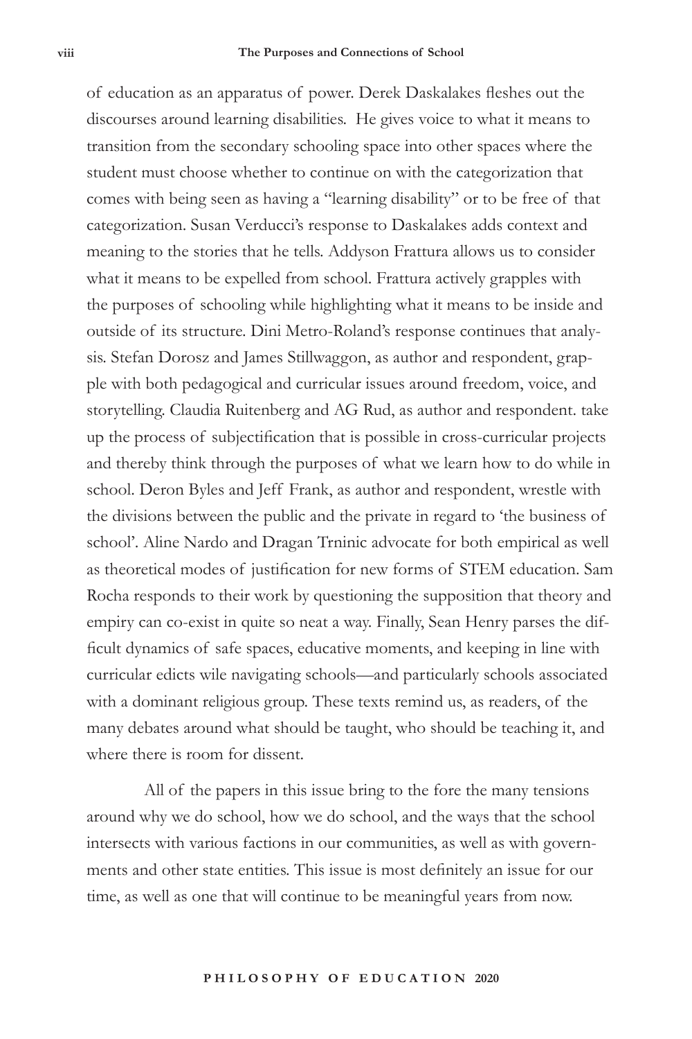of education as an apparatus of power. Derek Daskalakes fleshes out the discourses around learning disabilities. He gives voice to what it means to transition from the secondary schooling space into other spaces where the student must choose whether to continue on with the categorization that comes with being seen as having a "learning disability" or to be free of that categorization. Susan Verducci's response to Daskalakes adds context and meaning to the stories that he tells. Addyson Frattura allows us to consider what it means to be expelled from school. Frattura actively grapples with the purposes of schooling while highlighting what it means to be inside and outside of its structure. Dini Metro-Roland's response continues that analysis. Stefan Dorosz and James Stillwaggon, as author and respondent, grapple with both pedagogical and curricular issues around freedom, voice, and storytelling. Claudia Ruitenberg and AG Rud, as author and respondent. take up the process of subjectification that is possible in cross-curricular projects and thereby think through the purposes of what we learn how to do while in school. Deron Byles and Jeff Frank, as author and respondent, wrestle with the divisions between the public and the private in regard to 'the business of school'. Aline Nardo and Dragan Trninic advocate for both empirical as well as theoretical modes of justification for new forms of STEM education. Sam Rocha responds to their work by questioning the supposition that theory and empiry can co-exist in quite so neat a way. Finally, Sean Henry parses the difficult dynamics of safe spaces, educative moments, and keeping in line with curricular edicts wile navigating schools—and particularly schools associated with a dominant religious group. These texts remind us, as readers, of the many debates around what should be taught, who should be teaching it, and where there is room for dissent.

All of the papers in this issue bring to the fore the many tensions around why we do school, how we do school, and the ways that the school intersects with various factions in our communities, as well as with governments and other state entities. This issue is most definitely an issue for our time, as well as one that will continue to be meaningful years from now.